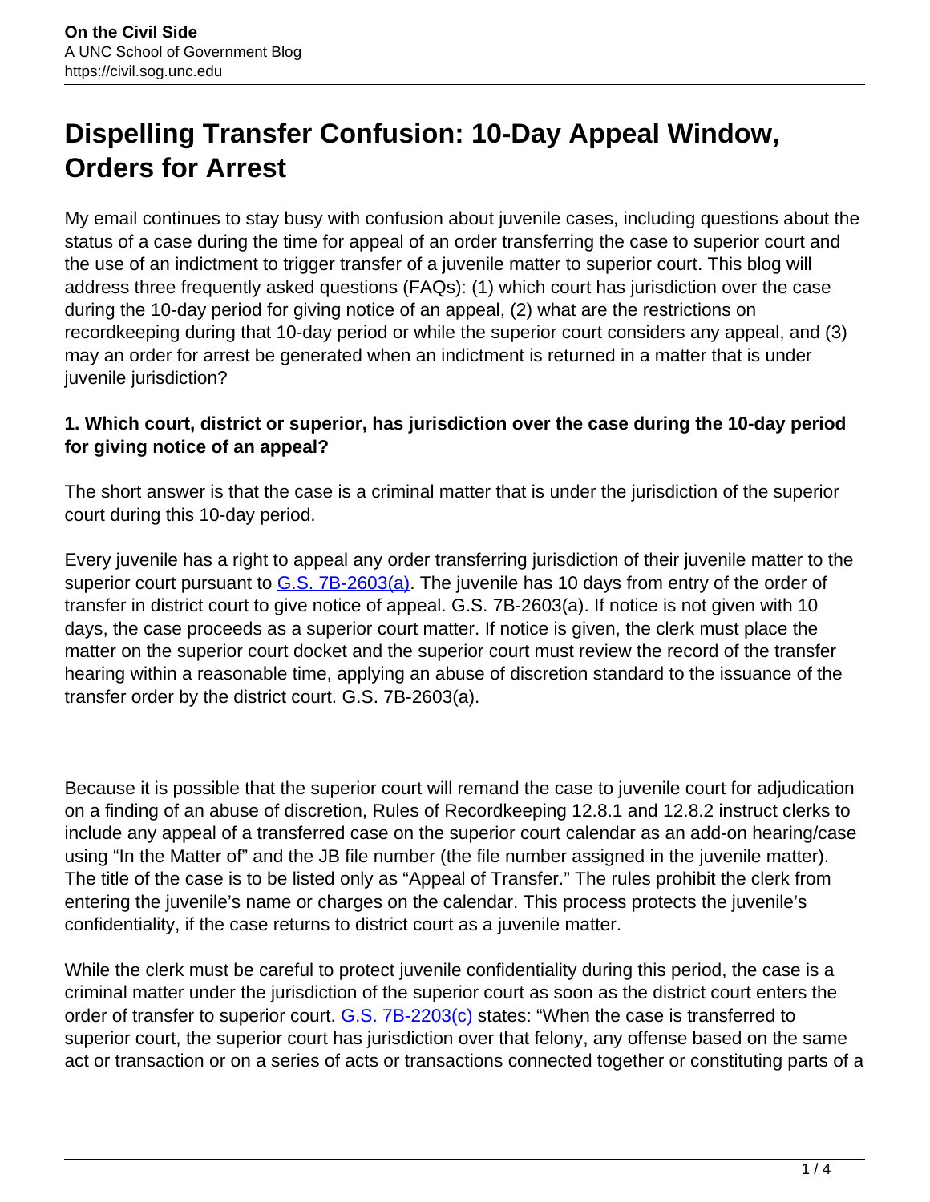# Dispelling Transfer Confusion: 10-Day Appeal Window, Orders for Arrest

My email continues to stay busy with confusion about juvenile cases, including questions about the status of a case during the time for appeal of an order transferring the case to superior court and the use of an indictment to trigger transfer of a juvenile matter to superior court. This blog will address three frequently asked questions (FAQs): (1) which court has jurisdiction over the case during the 10-day period for giving notice of an appeal, (2) what are the restrictions on recordkeeping during that 10-day period or while the superior court considers any appeal, and (3) may an order for arrest be generated when an indictment is returned in a matter that is under juvenile jurisdiction?

**1. Which court, district or superior, has jurisdiction over the case during the 10-day period for giving notice of an appeal?**

The short answer is that the case is a criminal matter that is under the jurisdiction of the superior court during this 10-day period.

Every juvenile has a right to appeal any order transferring jurisdiction of their juvenile matter to the superior court pursuant to [G.S. 7B-2603(a)](). The juvenile has 10 days from entry of the order of transfer in district court to give notice of appeal. G.S. 7B-2603(a). If notice is not given with 10 days, the case proceeds as a superior court matter. If notice is given, the clerk must place the matter on the superior court docket and the superior court must review the record of the transfer hearing within a reasonable time, applying an abuse of discretion standard to the issuance of the transfer order by the district court. G.S. 7B-2603(a).

Because it is possible that the superior court will remand the case to juvenile court for adjudication on a finding of an abuse of discretion, Rules of Recordkeeping 12.8.1 and 12.8.2 instruct clerks to include any appeal of a transferred case on the superior court calendar as an add-on hearing/case using "In the Matter of" and the JB file number (the file number assigned in the juvenile matter). The title of the case is to be listed only as "Appeal of Transfer." The rules prohibit the clerk from entering the juvenile's name or charges on the calendar. This process protects the juvenile's confidentiality, if the case returns to district court as a juvenile matter.

While the clerk must be careful to protect juvenile confidentiality during this period, the case is a criminal matter under the jurisdiction of the superior court as soon as the district court enters the order of transfer to superior court. [G.S. 7B-2203(c)]() states: "When the case is transferred to superior court, the superior court has jurisdiction over that felony, any offense based on the same act or transaction or on a series of acts or transactions connected together or constituting parts of a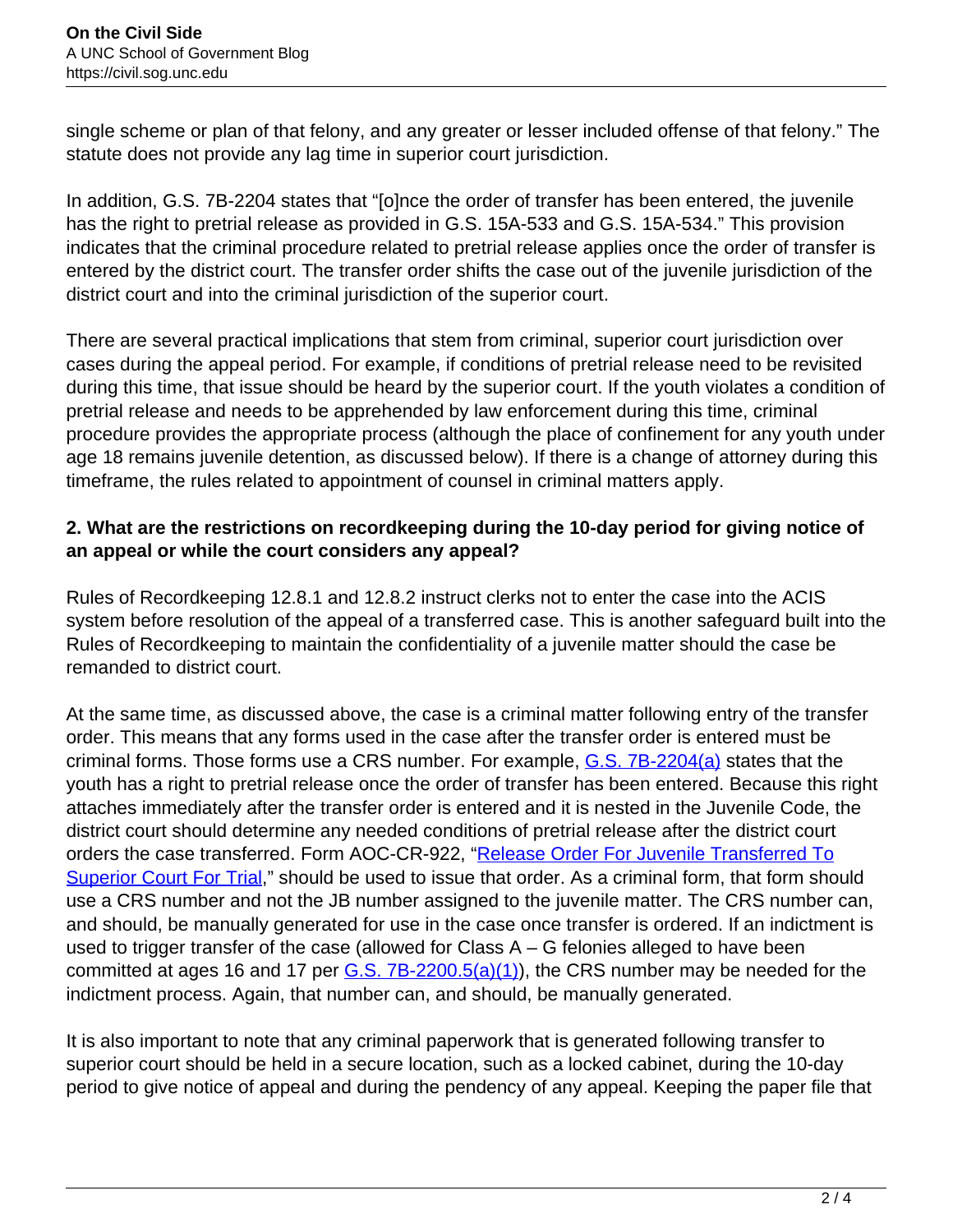single scheme or plan of that felony, and any greater or lesser included offense of that felony." The statute does not provide any lag time in superior court jurisdiction.

In addition, G.S. 7B-2204 states that "[o]nce the order of transfer has been entered, the juvenile has the right to pretrial release as provided in G.S. 15A-533 and G.S. 15A-534." This provision indicates that the criminal procedure related to pretrial release applies once the order of transfer is entered by the district court. The transfer order shifts the case out of the juvenile jurisdiction of the district court and into the criminal jurisdiction of the superior court.

There are several practical implications that stem from criminal, superior court jurisdiction over cases during the appeal period. For example, if conditions of pretrial release need to be revisited during this time, that issue should be heard by the superior court. If the youth violates a condition of pretrial release and needs to be apprehended by law enforcement during this time, criminal procedure provides the appropriate process (although the place of confinement for any youth under age 18 remains juvenile detention, as discussed below). If there is a change of attorney during this timeframe, the rules related to appointment of counsel in criminal matters apply.

**2. What are the restrictions on recordkeeping during the 10-day period for giving notice of an appeal or while the court considers any appeal?**

Rules of Recordkeeping 12.8.1 and 12.8.2 instruct clerks not to enter the case into the ACIS system before resolution of the appeal of a transferred case. This is another safeguard built into the Rules of Recordkeeping to maintain the confidentiality of a juvenile matter should the case be remanded to district court.

At the same time, as discussed above, the case is a criminal matter following entry of the transfer order. This means that any forms used in the case after the transfer order is entered must be criminal forms. Those forms use a CRS number. For example, G.S. 7B-2204(a) states that the youth has a right to pretrial release once the order of transfer has been entered. Because this right attaches immediately after the transfer order is entered and it is nested in the Juvenile Code, the district court should determine any needed conditions of pretrial release after the district court orders the case transferred. Form AOC-CR-922, "Release Order For Juvenile Transferred To Superior Court For Trial," should be used to issue that order. As a criminal form, that form should use a CRS number and not the JB number assigned to the juvenile matter. The CRS number can, and should, be manually generated for use in the case once transfer is ordered. If an indictment is used to trigger transfer of the case (allowed for Class A – G felonies alleged to have been committed at ages 16 and 17 per G.S. 7B-2200.5(a)(1)), the CRS number may be needed for the indictment process. Again, that number can, and should, be manually generated.

It is also important to note that any criminal paperwork that is generated following transfer to superior court should be held in a secure location, such as a locked cabinet, during the 10-day period to give notice of appeal and during the pendency of any appeal. Keeping the paper file that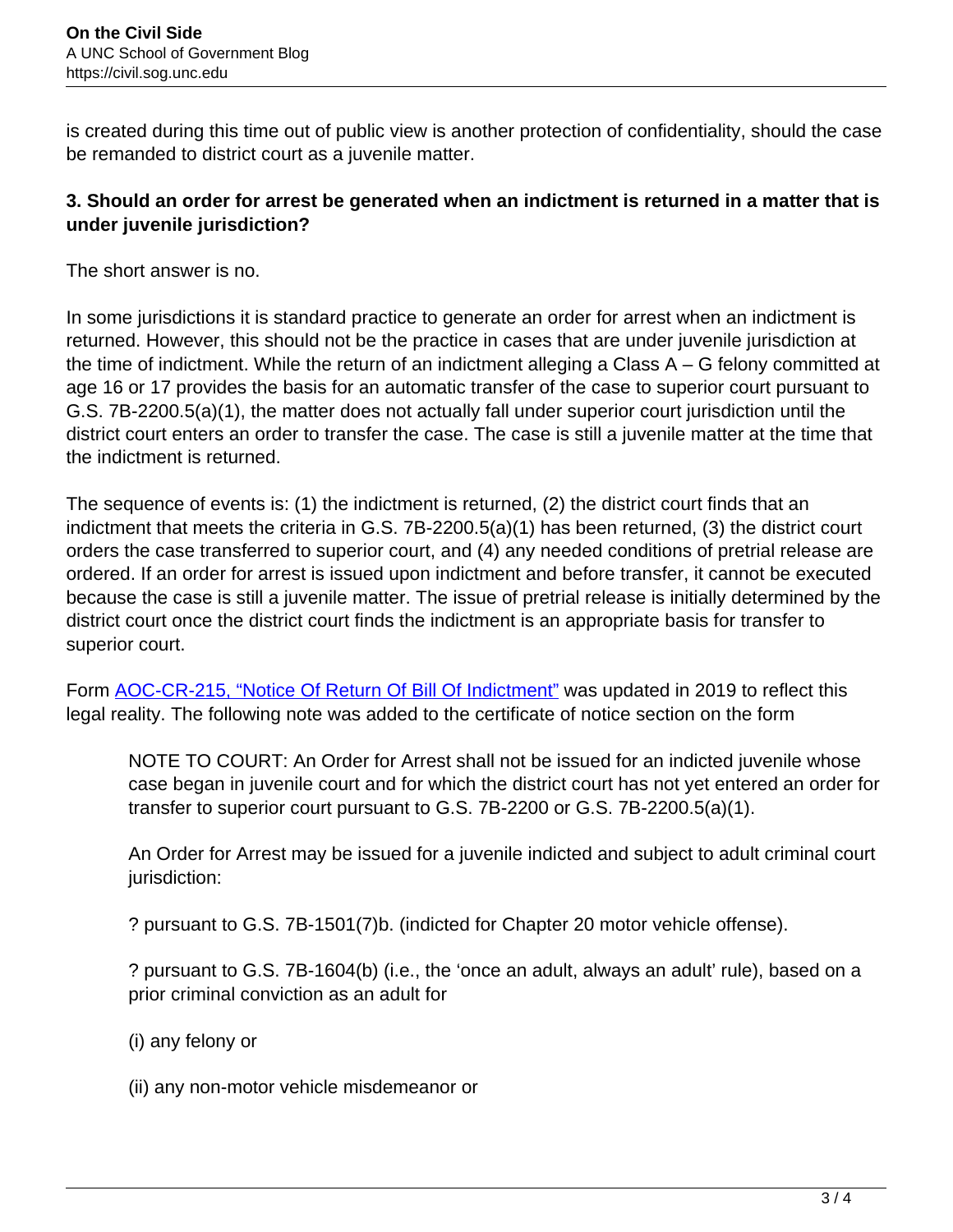is created during this time out of public view is another protection of confidentiality, should the case be remanded to district court as a juvenile matter.

**3. Should an order for arrest be generated when an indictment is returned in a matter that is under juvenile jurisdiction?**

The short answer is no.

In some jurisdictions it is standard practice to generate an order for arrest when an indictment is returned. However, this should not be the practice in cases that are under juvenile jurisdiction at the time of indictment. While the return of an indictment alleging a Class A – G felony committed at age 16 or 17 provides the basis for an automatic transfer of the case to superior court pursuant to G.S. 7B-2200.5(a)(1), the matter does not actually fall under superior court jurisdiction until the district court enters an order to transfer the case. The case is still a juvenile matter at the time that the indictment is returned.

The sequence of events is: (1) the indictment is returned, (2) the district court finds that an indictment that meets the criteria in G.S. 7B-2200.5(a)(1) has been returned, (3) the district court orders the case transferred to superior court, and (4) any needed conditions of pretrial release are ordered. If an order for arrest is issued upon indictment and before transfer, it cannot be executed because the case is still a juvenile matter. The issue of pretrial release is initially determined by the district court once the district court finds the indictment is an appropriate basis for transfer to superior court.

Form [AOC-CR-215, "Notice Of Return Of Bill Of Indictment"]() was updated in 2019 to reflect this legal reality. The following note was added to the certificate of notice section on the form

> NOTE TO COURT: An Order for Arrest shall not be issued for an indicted juvenile whose case began in juvenile court and for which the district court has not yet entered an order for transfer to superior court pursuant to G.S. 7B-2200 or G.S. 7B-2200.5(a)(1).
>
> An Order for Arrest may be issued for a juvenile indicted and subject to adult criminal court jurisdiction:
>
> ? pursuant to G.S. 7B-1501(7)b. (indicted for Chapter 20 motor vehicle offense).
>
> ? pursuant to G.S. 7B-1604(b) (i.e., the 'once an adult, always an adult' rule), based on a prior criminal conviction as an adult for
>
> (i) any felony or
>
> (ii) any non-motor vehicle misdemeanor or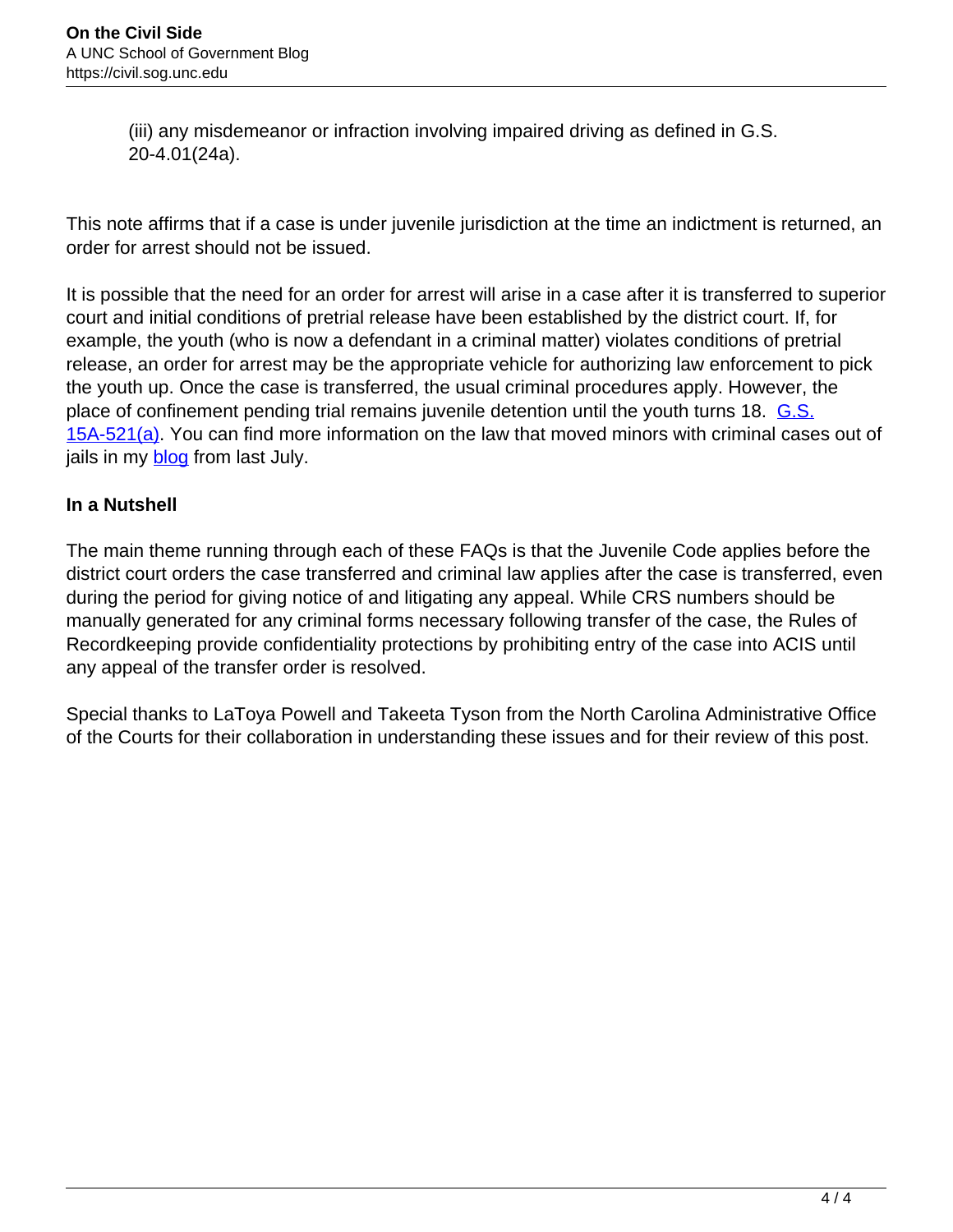(iii) any misdemeanor or infraction involving impaired driving as defined in G.S. 20-4.01(24a).

This note affirms that if a case is under juvenile jurisdiction at the time an indictment is returned, an order for arrest should not be issued.

It is possible that the need for an order for arrest will arise in a case after it is transferred to superior court and initial conditions of pretrial release have been established by the district court. If, for example, the youth (who is now a defendant in a criminal matter) violates conditions of pretrial release, an order for arrest may be the appropriate vehicle for authorizing law enforcement to pick the youth up. Once the case is transferred, the usual criminal procedures apply. However, the place of confinement pending trial remains juvenile detention until the youth turns 18. G.S. 15A-521(a). You can find more information on the law that moved minors with criminal cases out of jails in my blog from last July.

**In a Nutshell**

The main theme running through each of these FAQs is that the Juvenile Code applies before the district court orders the case transferred and criminal law applies after the case is transferred, even during the period for giving notice of and litigating any appeal. While CRS numbers should be manually generated for any criminal forms necessary following transfer of the case, the Rules of Recordkeeping provide confidentiality protections by prohibiting entry of the case into ACIS until any appeal of the transfer order is resolved.

Special thanks to LaToya Powell and Takeeta Tyson from the North Carolina Administrative Office of the Courts for their collaboration in understanding these issues and for their review of this post.